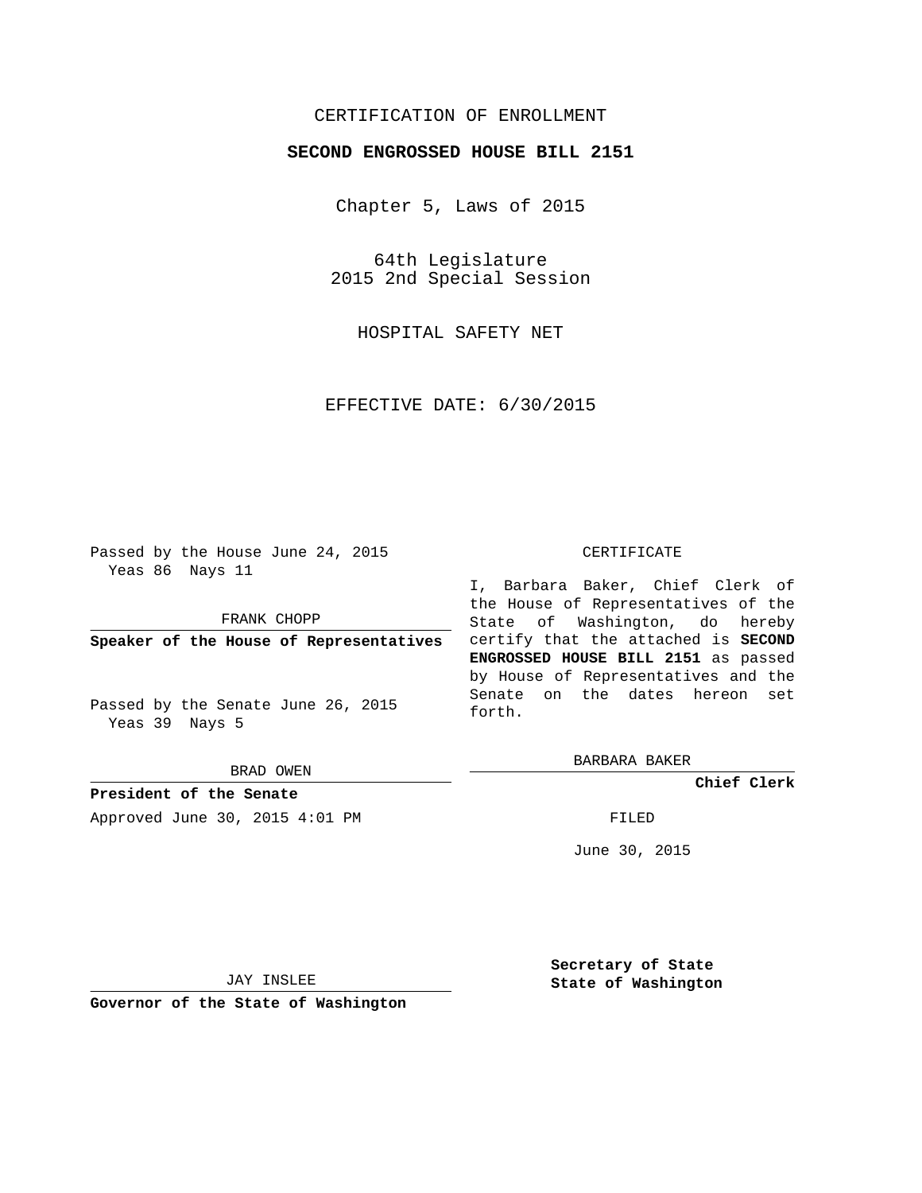# CERTIFICATION OF ENROLLMENT

## SECOND ENGROSSED HOUSE BILL 2151

Chapter 5, Laws of 2015

64th Legislature
2015 2nd Special Session

HOSPITAL SAFETY NET

EFFECTIVE DATE: 6/30/2015

Passed by the House June 24, 2015
Yeas 86 Nays 11

FRANK CHOPP

**Speaker of the House of Representatives**

Passed by the Senate June 26, 2015
Yeas 39 Nays 5

BRAD OWEN

**President of the Senate**

Approved June 30, 2015 4:01 PM

JAY INSLEE

**Governor of the State of Washington**

CERTIFICATE

I, Barbara Baker, Chief Clerk of the House of Representatives of the State of Washington, do hereby certify that the attached is **SECOND ENGROSSED HOUSE BILL 2151** as passed by House of Representatives and the Senate on the dates hereon set forth.

BARBARA BAKER

**Chief Clerk**

FILED

June 30, 2015

**Secretary of State**
**State of Washington**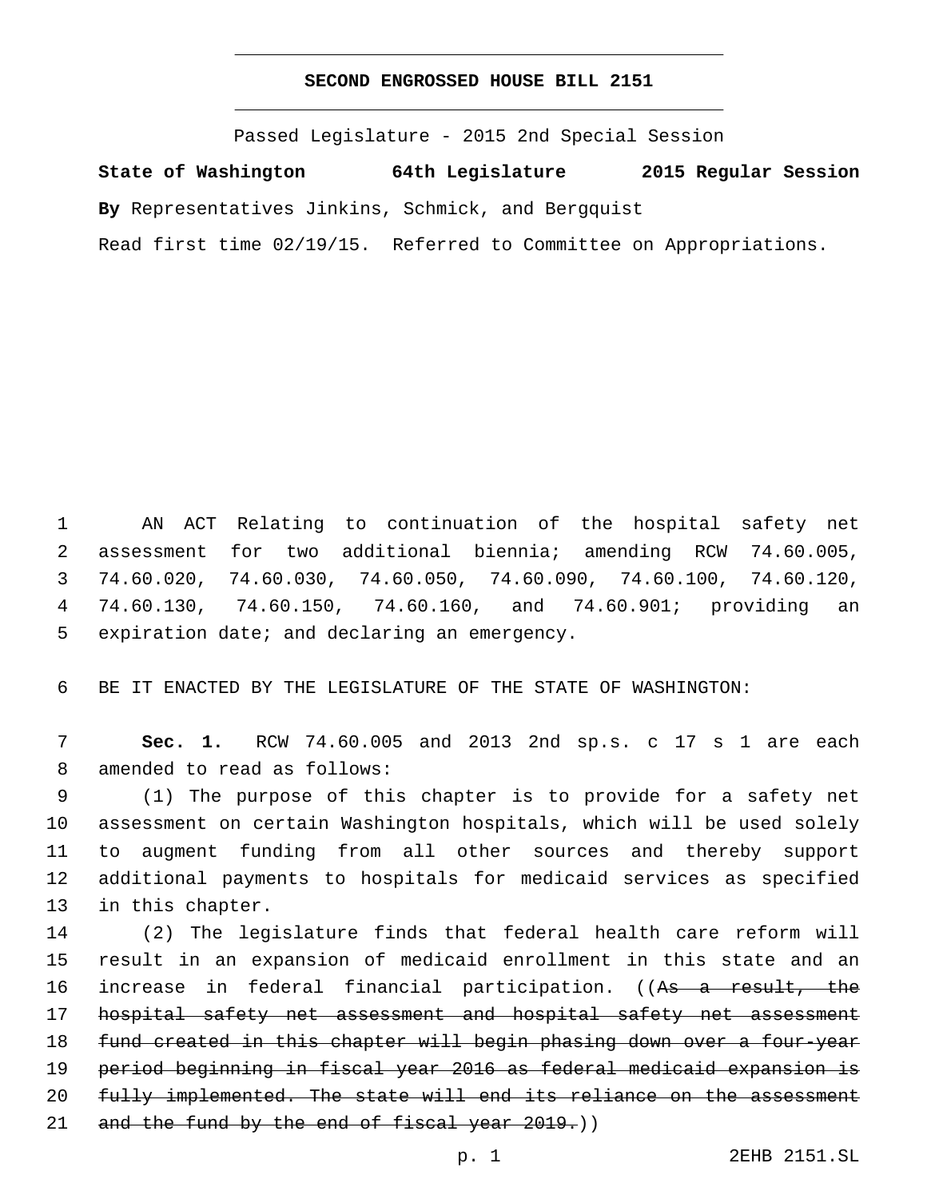# SECOND ENGROSSED HOUSE BILL 2151

Passed Legislature - 2015 2nd Special Session

**State of Washington 64th Legislature 2015 Regular Session**

**By** Representatives Jinkins, Schmick, and Bergquist

Read first time 02/19/15. Referred to Committee on Appropriations.

1 AN ACT Relating to continuation of the hospital safety net
2 assessment for two additional biennia; amending RCW 74.60.005,
3 74.60.020, 74.60.030, 74.60.050, 74.60.090, 74.60.100, 74.60.120,
4 74.60.130, 74.60.150, 74.60.160, and 74.60.901; providing an
5 expiration date; and declaring an emergency.

6 BE IT ENACTED BY THE LEGISLATURE OF THE STATE OF WASHINGTON:

7 **Sec. 1.** RCW 74.60.005 and 2013 2nd sp.s. c 17 s 1 are each
8 amended to read as follows:

9 (1) The purpose of this chapter is to provide for a safety net
10 assessment on certain Washington hospitals, which will be used solely
11 to augment funding from all other sources and thereby support
12 additional payments to hospitals for medicaid services as specified
13 in this chapter.

14 (2) The legislature finds that federal health care reform will
15 result in an expansion of medicaid enrollment in this state and an
16 increase in federal financial participation. ((~~As a result, the~~
17 ~~hospital safety net assessment and hospital safety net assessment~~
18 ~~fund created in this chapter will begin phasing down over a four-year~~
19 ~~period beginning in fiscal year 2016 as federal medicaid expansion is~~
20 ~~fully implemented. The state will end its reliance on the assessment~~
21 ~~and the fund by the end of fiscal year 2019.~~))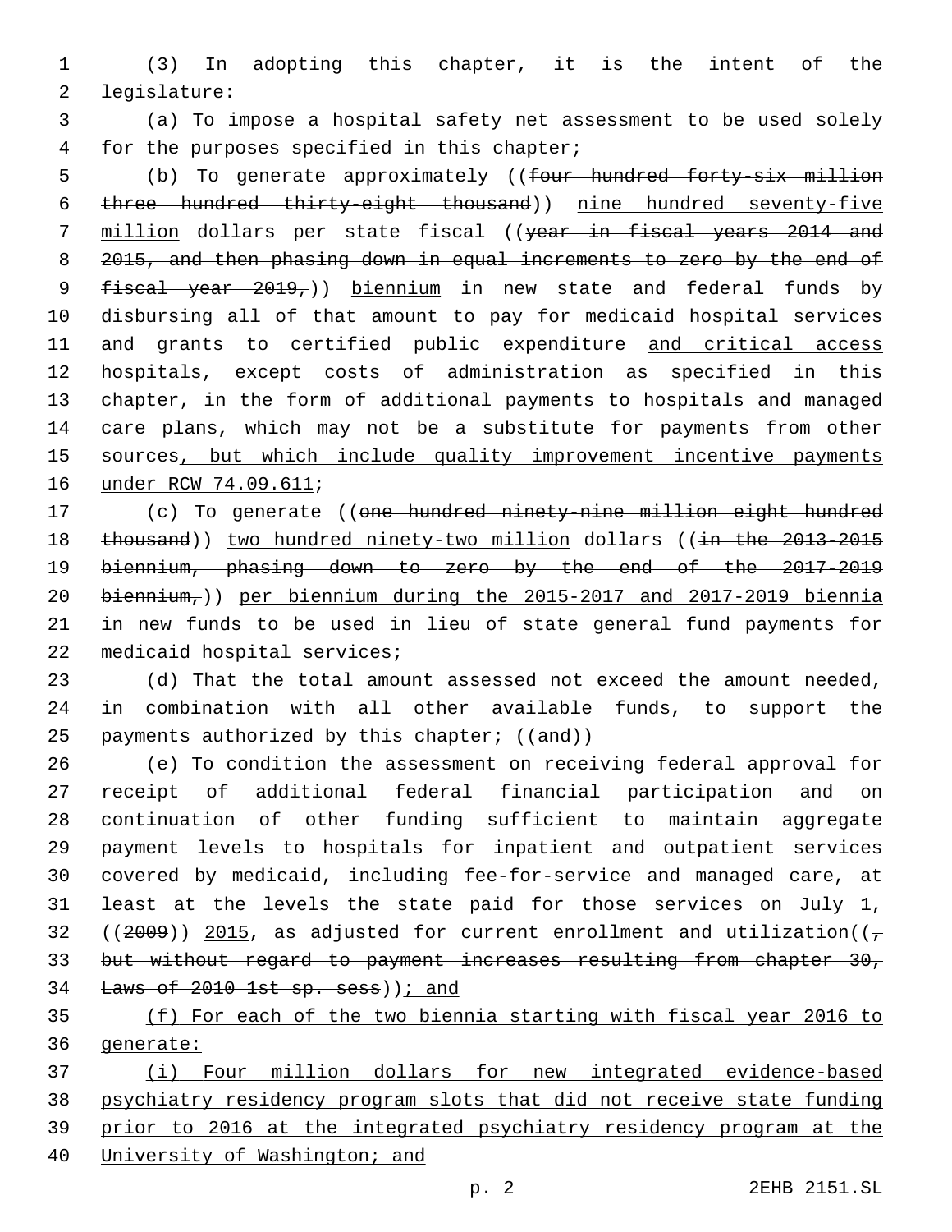(3) In adopting this chapter, it is the intent of the legislature:

(a) To impose a hospital safety net assessment to be used solely for the purposes specified in this chapter;

(b) To generate approximately ((~~four hundred forty-six million three hundred thirty-eight thousand~~)) <u>nine hundred seventy-five million</u> dollars per state fiscal ((~~year in fiscal years 2014 and 2015, and then phasing down in equal increments to zero by the end of fiscal year 2019,~~)) <u>biennium</u> in new state and federal funds by disbursing all of that amount to pay for medicaid hospital services and grants to certified public expenditure <u>and critical access</u> hospitals, except costs of administration as specified in this chapter, in the form of additional payments to hospitals and managed care plans, which may not be a substitute for payments from other sources<u>, but which include quality improvement incentive payments under RCW 74.09.611</u>;

(c) To generate ((~~one hundred ninety-nine million eight hundred thousand~~)) <u>two hundred ninety-two million</u> dollars ((~~in the 2013-2015 biennium, phasing down to zero by the end of the 2017-2019 biennium,~~)) <u>per biennium during the 2015-2017 and 2017-2019 biennia</u> in new funds to be used in lieu of state general fund payments for medicaid hospital services;

(d) That the total amount assessed not exceed the amount needed, in combination with all other available funds, to support the payments authorized by this chapter; ((~~and~~))

(e) To condition the assessment on receiving federal approval for receipt of additional federal financial participation and on continuation of other funding sufficient to maintain aggregate payment levels to hospitals for inpatient and outpatient services covered by medicaid, including fee-for-service and managed care, at least at the levels the state paid for those services on July 1, ((~~2009~~)) <u>2015</u>, as adjusted for current enrollment and utilization((~~, but without regard to payment increases resulting from chapter 30, Laws of 2010 1st sp. sess~~))<u>; and</u>

<u>(f) For each of the two biennia starting with fiscal year 2016 to generate:</u>

<u>(i) Four million dollars for new integrated evidence-based psychiatry residency program slots that did not receive state funding prior to 2016 at the integrated psychiatry residency program at the University of Washington; and</u>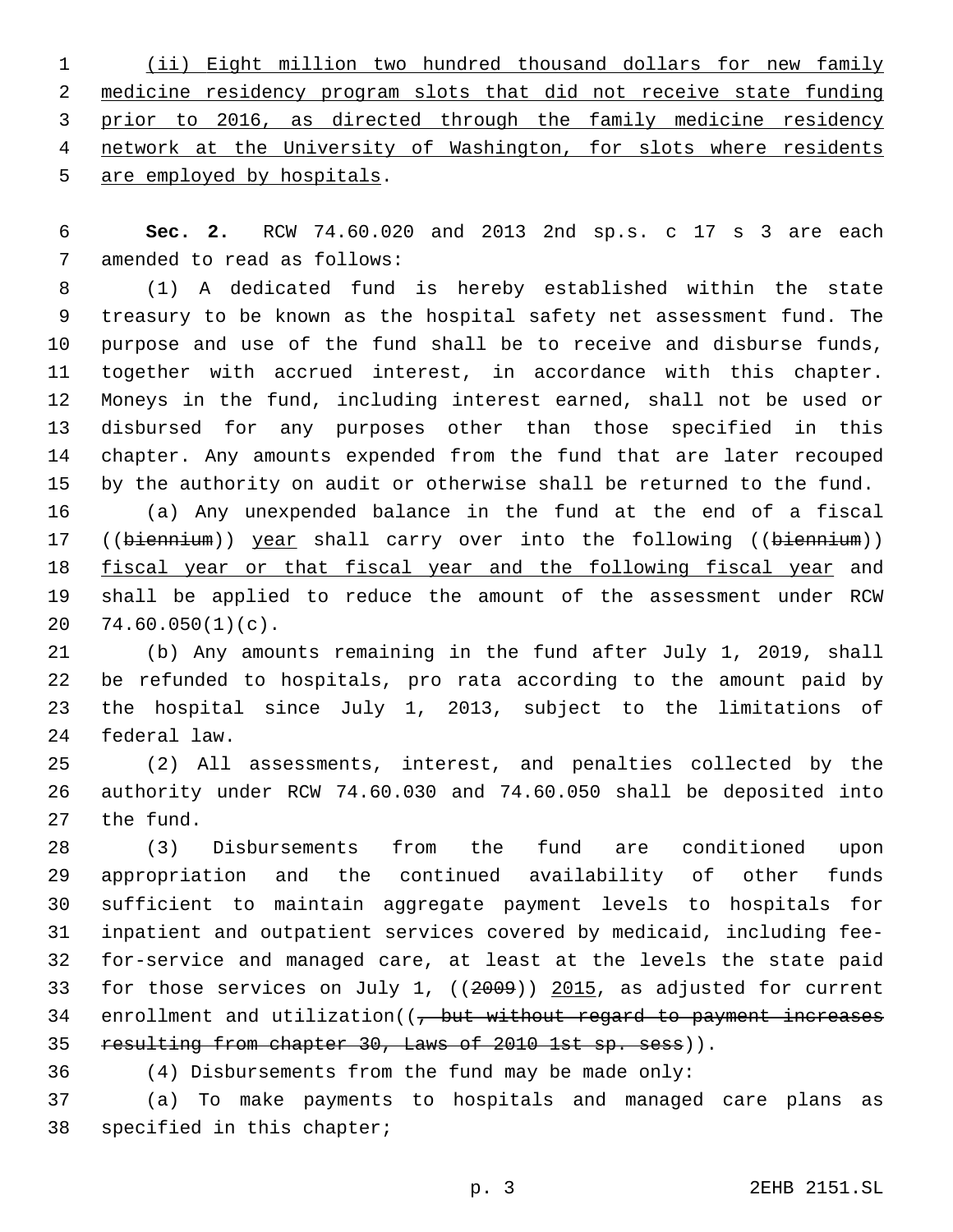(ii) Eight million two hundred thousand dollars for new family medicine residency program slots that did not receive state funding prior to 2016, as directed through the family medicine residency network at the University of Washington, for slots where residents are employed by hospitals.

**Sec. 2.** RCW 74.60.020 and 2013 2nd sp.s. c 17 s 3 are each amended to read as follows:

(1) A dedicated fund is hereby established within the state treasury to be known as the hospital safety net assessment fund. The purpose and use of the fund shall be to receive and disburse funds, together with accrued interest, in accordance with this chapter. Moneys in the fund, including interest earned, shall not be used or disbursed for any purposes other than those specified in this chapter. Any amounts expended from the fund that are later recouped by the authority on audit or otherwise shall be returned to the fund.

(a) Any unexpended balance in the fund at the end of a fiscal ((~~biennium~~)) year shall carry over into the following ((~~biennium~~)) fiscal year or that fiscal year and the following fiscal year and shall be applied to reduce the amount of the assessment under RCW 74.60.050(1)(c).

(b) Any amounts remaining in the fund after July 1, 2019, shall be refunded to hospitals, pro rata according to the amount paid by the hospital since July 1, 2013, subject to the limitations of federal law.

(2) All assessments, interest, and penalties collected by the authority under RCW 74.60.030 and 74.60.050 shall be deposited into the fund.

(3) Disbursements from the fund are conditioned upon appropriation and the continued availability of other funds sufficient to maintain aggregate payment levels to hospitals for inpatient and outpatient services covered by medicaid, including fee-for-service and managed care, at least at the levels the state paid for those services on July 1, ((~~2009~~)) 2015, as adjusted for current enrollment and utilization((~~, but without regard to payment increases resulting from chapter 30, Laws of 2010 1st sp. sess~~)).

(4) Disbursements from the fund may be made only:

(a) To make payments to hospitals and managed care plans as specified in this chapter;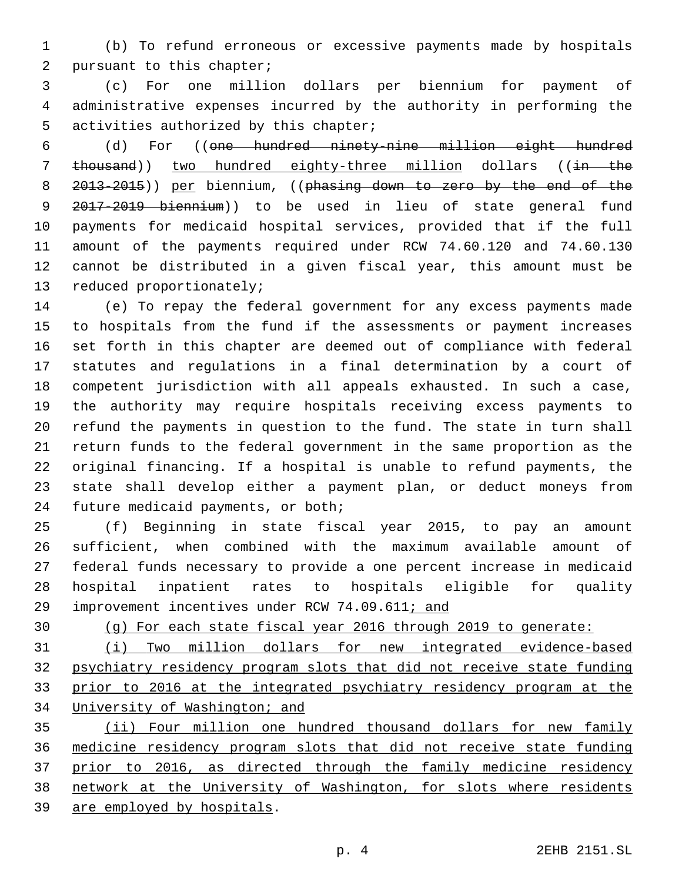(b) To refund erroneous or excessive payments made by hospitals pursuant to this chapter;

(c) For one million dollars per biennium for payment of administrative expenses incurred by the authority in performing the activities authorized by this chapter;

(d) For ((~~one hundred ninety-nine million eight hundred thousand~~)) two hundred eighty-three million dollars ((~~in the 2013-2015~~)) per biennium, ((~~phasing down to zero by the end of the 2017-2019 biennium~~)) to be used in lieu of state general fund payments for medicaid hospital services, provided that if the full amount of the payments required under RCW 74.60.120 and 74.60.130 cannot be distributed in a given fiscal year, this amount must be reduced proportionately;

(e) To repay the federal government for any excess payments made to hospitals from the fund if the assessments or payment increases set forth in this chapter are deemed out of compliance with federal statutes and regulations in a final determination by a court of competent jurisdiction with all appeals exhausted. In such a case, the authority may require hospitals receiving excess payments to refund the payments in question to the fund. The state in turn shall return funds to the federal government in the same proportion as the original financing. If a hospital is unable to refund payments, the state shall develop either a payment plan, or deduct moneys from future medicaid payments, or both;

(f) Beginning in state fiscal year 2015, to pay an amount sufficient, when combined with the maximum available amount of federal funds necessary to provide a one percent increase in medicaid hospital inpatient rates to hospitals eligible for quality improvement incentives under RCW 74.09.611; and

(g) For each state fiscal year 2016 through 2019 to generate:

(i) Two million dollars for new integrated evidence-based psychiatry residency program slots that did not receive state funding prior to 2016 at the integrated psychiatry residency program at the University of Washington; and

(ii) Four million one hundred thousand dollars for new family medicine residency program slots that did not receive state funding prior to 2016, as directed through the family medicine residency network at the University of Washington, for slots where residents are employed by hospitals.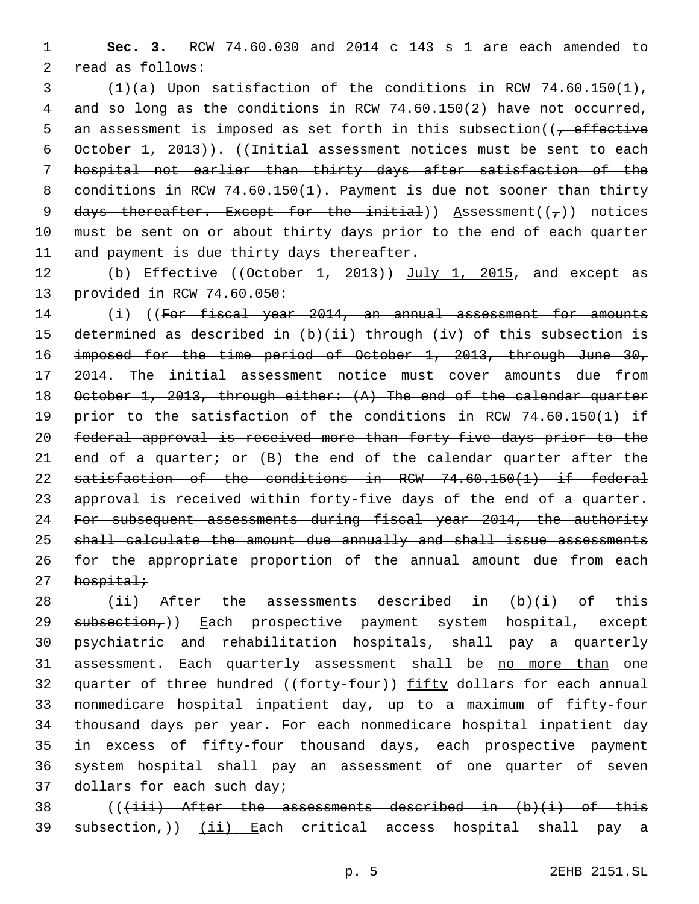**Sec. 3.** RCW 74.60.030 and 2014 c 143 s 1 are each amended to read as follows:

(1)(a) Upon satisfaction of the conditions in RCW 74.60.150(1), and so long as the conditions in RCW 74.60.150(2) have not occurred, an assessment is imposed as set forth in this subsection((~~, effective October 1, 2013~~)). ((~~Initial assessment notices must be sent to each hospital not earlier than thirty days after satisfaction of the conditions in RCW 74.60.150(1). Payment is due not sooner than thirty days thereafter. Except for the initial~~)) Assessment((~~,~~)) notices must be sent on or about thirty days prior to the end of each quarter and payment is due thirty days thereafter.

(b) Effective ((~~October 1, 2013~~)) July 1, 2015, and except as provided in RCW 74.60.050:

(i) ((~~For fiscal year 2014, an annual assessment for amounts determined as described in (b)(ii) through (iv) of this subsection is imposed for the time period of October 1, 2013, through June 30, 2014. The initial assessment notice must cover amounts due from October 1, 2013, through either: (A) The end of the calendar quarter prior to the satisfaction of the conditions in RCW 74.60.150(1) if federal approval is received more than forty-five days prior to the end of a quarter; or (B) the end of the calendar quarter after the satisfaction of the conditions in RCW 74.60.150(1) if federal approval is received within forty-five days of the end of a quarter. For subsequent assessments during fiscal year 2014, the authority shall calculate the amount due annually and shall issue assessments for the appropriate proportion of the annual amount due from each hospital;~~

~~(ii) After the assessments described in (b)(i) of this subsection,~~)) Each prospective payment system hospital, except psychiatric and rehabilitation hospitals, shall pay a quarterly assessment. Each quarterly assessment shall be no more than one quarter of three hundred ((~~forty-four~~)) fifty dollars for each annual nonmedicare hospital inpatient day, up to a maximum of fifty-four thousand days per year. For each nonmedicare hospital inpatient day in excess of fifty-four thousand days, each prospective payment system hospital shall pay an assessment of one quarter of seven dollars for each such day;

((~~(iii) After the assessments described in (b)(i) of this subsection,~~)) (ii) Each critical access hospital shall pay a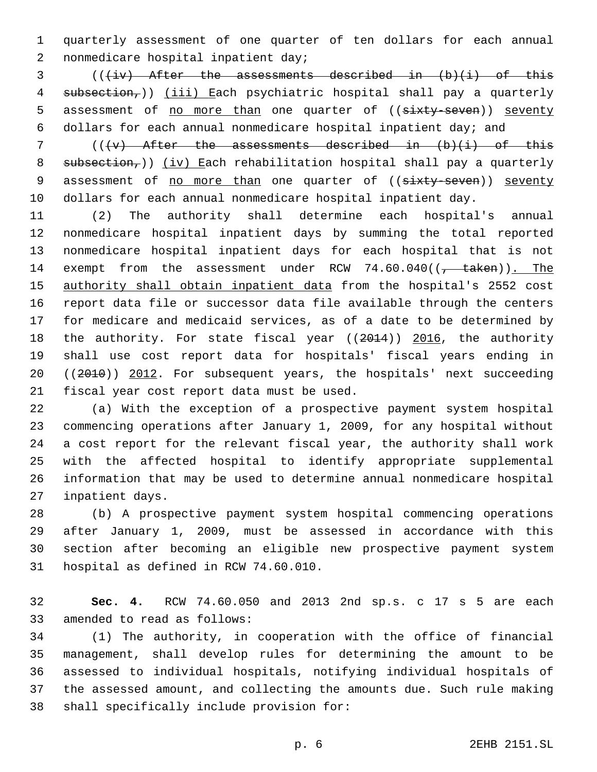quarterly assessment of one quarter of ten dollars for each annual nonmedicare hospital inpatient day;

((~~(iv) After the assessments described in (b)(i) of this subsection,~~)) (iii) Each psychiatric hospital shall pay a quarterly assessment of no more than one quarter of ((~~sixty-seven~~)) seventy dollars for each annual nonmedicare hospital inpatient day; and

((~~(v) After the assessments described in (b)(i) of this subsection,~~)) (iv) Each rehabilitation hospital shall pay a quarterly assessment of no more than one quarter of ((~~sixty-seven~~)) seventy dollars for each annual nonmedicare hospital inpatient day.

(2) The authority shall determine each hospital's annual nonmedicare hospital inpatient days by summing the total reported nonmedicare hospital inpatient days for each hospital that is not exempt from the assessment under RCW 74.60.040((~~, taken~~)). The authority shall obtain inpatient data from the hospital's 2552 cost report data file or successor data file available through the centers for medicare and medicaid services, as of a date to be determined by the authority. For state fiscal year ((~~2014~~)) 2016, the authority shall use cost report data for hospitals' fiscal years ending in ((~~2010~~)) 2012. For subsequent years, the hospitals' next succeeding fiscal year cost report data must be used.

(a) With the exception of a prospective payment system hospital commencing operations after January 1, 2009, for any hospital without a cost report for the relevant fiscal year, the authority shall work with the affected hospital to identify appropriate supplemental information that may be used to determine annual nonmedicare hospital inpatient days.

(b) A prospective payment system hospital commencing operations after January 1, 2009, must be assessed in accordance with this section after becoming an eligible new prospective payment system hospital as defined in RCW 74.60.010.

**Sec. 4.** RCW 74.60.050 and 2013 2nd sp.s. c 17 s 5 are each amended to read as follows:

(1) The authority, in cooperation with the office of financial management, shall develop rules for determining the amount to be assessed to individual hospitals, notifying individual hospitals of the assessed amount, and collecting the amounts due. Such rule making shall specifically include provision for: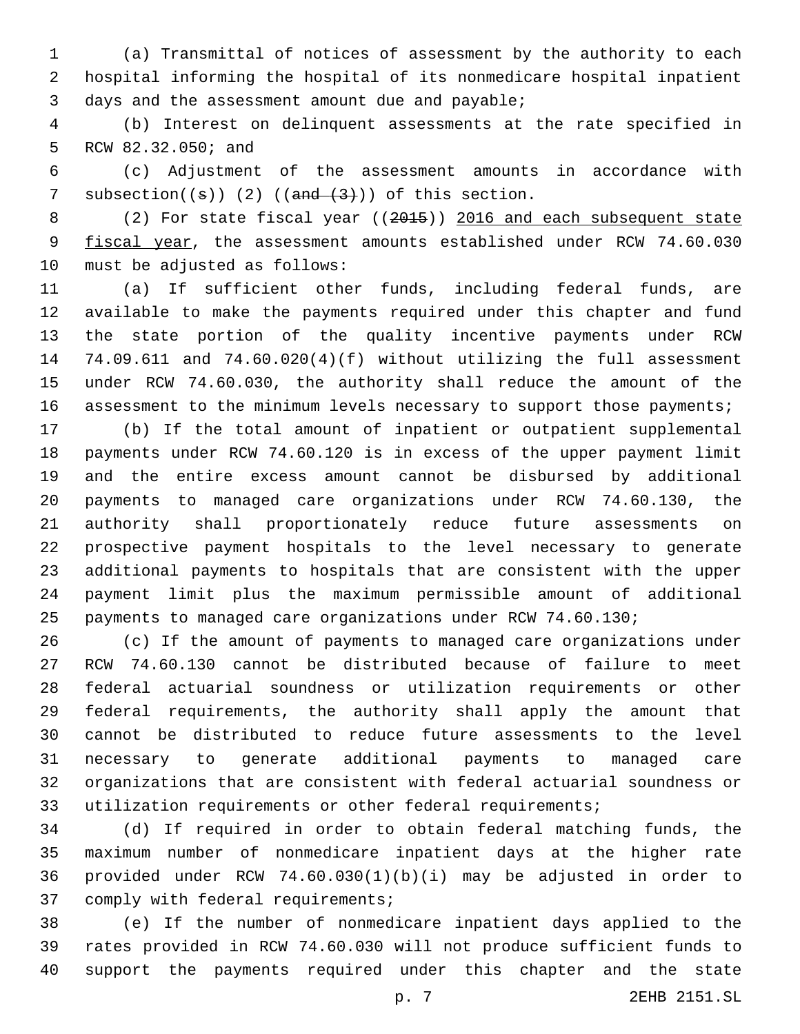(a) Transmittal of notices of assessment by the authority to each hospital informing the hospital of its nonmedicare hospital inpatient days and the assessment amount due and payable;

(b) Interest on delinquent assessments at the rate specified in RCW 82.32.050; and

(c) Adjustment of the assessment amounts in accordance with subsection((s)) (2) ((and (3))) of this section.

(2) For state fiscal year ((2015)) 2016 and each subsequent state fiscal year, the assessment amounts established under RCW 74.60.030 must be adjusted as follows:

(a) If sufficient other funds, including federal funds, are available to make the payments required under this chapter and fund the state portion of the quality incentive payments under RCW 74.09.611 and 74.60.020(4)(f) without utilizing the full assessment under RCW 74.60.030, the authority shall reduce the amount of the assessment to the minimum levels necessary to support those payments;

(b) If the total amount of inpatient or outpatient supplemental payments under RCW 74.60.120 is in excess of the upper payment limit and the entire excess amount cannot be disbursed by additional payments to managed care organizations under RCW 74.60.130, the authority shall proportionately reduce future assessments on prospective payment hospitals to the level necessary to generate additional payments to hospitals that are consistent with the upper payment limit plus the maximum permissible amount of additional payments to managed care organizations under RCW 74.60.130;

(c) If the amount of payments to managed care organizations under RCW 74.60.130 cannot be distributed because of failure to meet federal actuarial soundness or utilization requirements or other federal requirements, the authority shall apply the amount that cannot be distributed to reduce future assessments to the level necessary to generate additional payments to managed care organizations that are consistent with federal actuarial soundness or utilization requirements or other federal requirements;

(d) If required in order to obtain federal matching funds, the maximum number of nonmedicare inpatient days at the higher rate provided under RCW 74.60.030(1)(b)(i) may be adjusted in order to comply with federal requirements;

(e) If the number of nonmedicare inpatient days applied to the rates provided in RCW 74.60.030 will not produce sufficient funds to support the payments required under this chapter and the state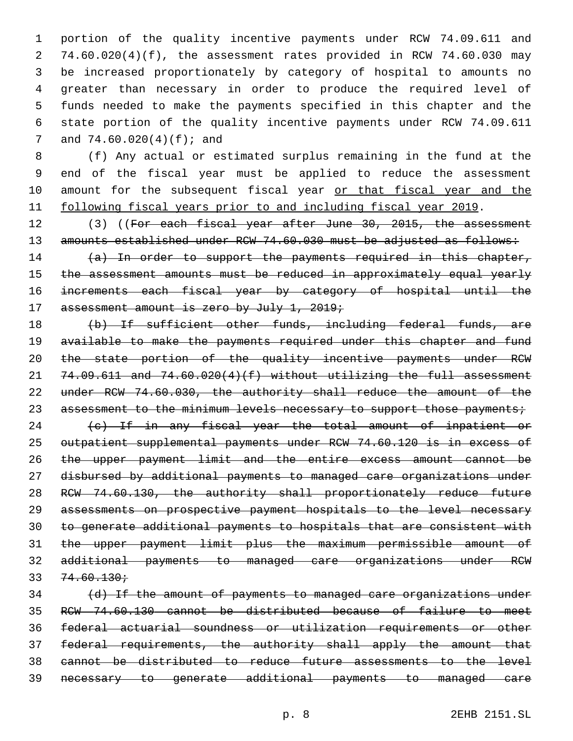portion of the quality incentive payments under RCW 74.09.611 and 74.60.020(4)(f), the assessment rates provided in RCW 74.60.030 may be increased proportionately by category of hospital to amounts no greater than necessary in order to produce the required level of funds needed to make the payments specified in this chapter and the state portion of the quality incentive payments under RCW 74.09.611 and 74.60.020(4)(f); and

(f) Any actual or estimated surplus remaining in the fund at the end of the fiscal year must be applied to reduce the assessment amount for the subsequent fiscal year <u>or that fiscal year and the following fiscal years prior to and including fiscal year 2019</u>.

(3) ((~~For each fiscal year after June 30, 2015, the assessment amounts established under RCW 74.60.030 must be adjusted as follows:~~

~~(a) In order to support the payments required in this chapter, the assessment amounts must be reduced in approximately equal yearly increments each fiscal year by category of hospital until the assessment amount is zero by July 1, 2019;~~

~~(b) If sufficient other funds, including federal funds, are available to make the payments required under this chapter and fund the state portion of the quality incentive payments under RCW 74.09.611 and 74.60.020(4)(f) without utilizing the full assessment under RCW 74.60.030, the authority shall reduce the amount of the assessment to the minimum levels necessary to support those payments;~~

~~(c) If in any fiscal year the total amount of inpatient or outpatient supplemental payments under RCW 74.60.120 is in excess of the upper payment limit and the entire excess amount cannot be disbursed by additional payments to managed care organizations under RCW 74.60.130, the authority shall proportionately reduce future assessments on prospective payment hospitals to the level necessary to generate additional payments to hospitals that are consistent with the upper payment limit plus the maximum permissible amount of additional payments to managed care organizations under RCW 74.60.130;~~

~~(d) If the amount of payments to managed care organizations under RCW 74.60.130 cannot be distributed because of failure to meet federal actuarial soundness or utilization requirements or other federal requirements, the authority shall apply the amount that cannot be distributed to reduce future assessments to the level necessary to generate additional payments to managed care~~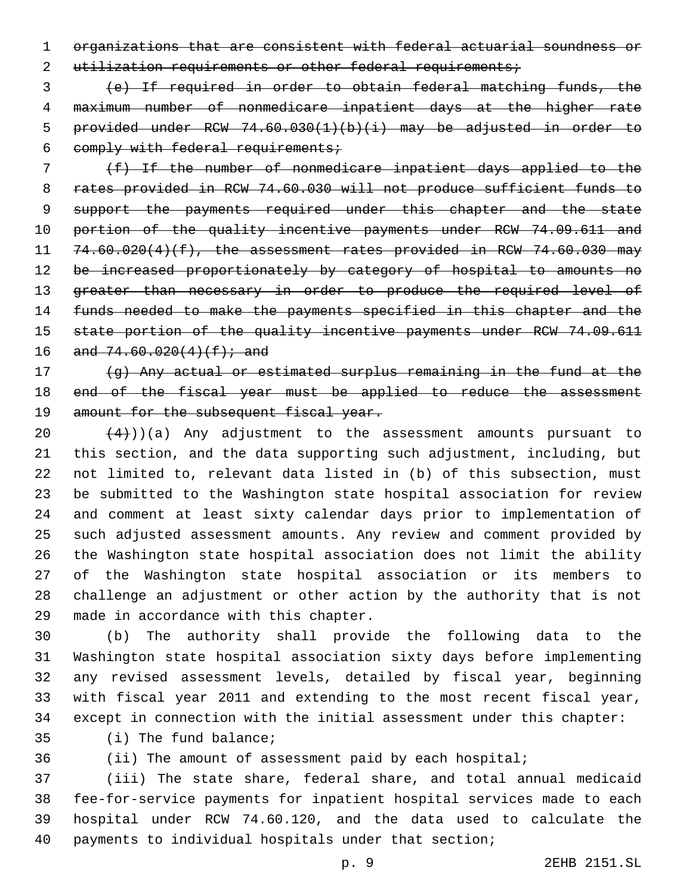~~organizations that are consistent with federal actuarial soundness or utilization requirements or other federal requirements;~~

~~(e) If required in order to obtain federal matching funds, the maximum number of nonmedicare inpatient days at the higher rate provided under RCW 74.60.030(1)(b)(i) may be adjusted in order to comply with federal requirements;~~

~~(f) If the number of nonmedicare inpatient days applied to the rates provided in RCW 74.60.030 will not produce sufficient funds to support the payments required under this chapter and the state portion of the quality incentive payments under RCW 74.09.611 and 74.60.020(4)(f), the assessment rates provided in RCW 74.60.030 may be increased proportionately by category of hospital to amounts no greater than necessary in order to produce the required level of funds needed to make the payments specified in this chapter and the state portion of the quality incentive payments under RCW 74.09.611 and 74.60.020(4)(f); and~~

~~(g) Any actual or estimated surplus remaining in the fund at the end of the fiscal year must be applied to reduce the assessment amount for the subsequent fiscal year.~~

~~(4)~~))(a) Any adjustment to the assessment amounts pursuant to this section, and the data supporting such adjustment, including, but not limited to, relevant data listed in (b) of this subsection, must be submitted to the Washington state hospital association for review and comment at least sixty calendar days prior to implementation of such adjusted assessment amounts. Any review and comment provided by the Washington state hospital association does not limit the ability of the Washington state hospital association or its members to challenge an adjustment or other action by the authority that is not made in accordance with this chapter.

(b) The authority shall provide the following data to the Washington state hospital association sixty days before implementing any revised assessment levels, detailed by fiscal year, beginning with fiscal year 2011 and extending to the most recent fiscal year, except in connection with the initial assessment under this chapter:

(i) The fund balance;

(ii) The amount of assessment paid by each hospital;

(iii) The state share, federal share, and total annual medicaid fee-for-service payments for inpatient hospital services made to each hospital under RCW 74.60.120, and the data used to calculate the payments to individual hospitals under that section;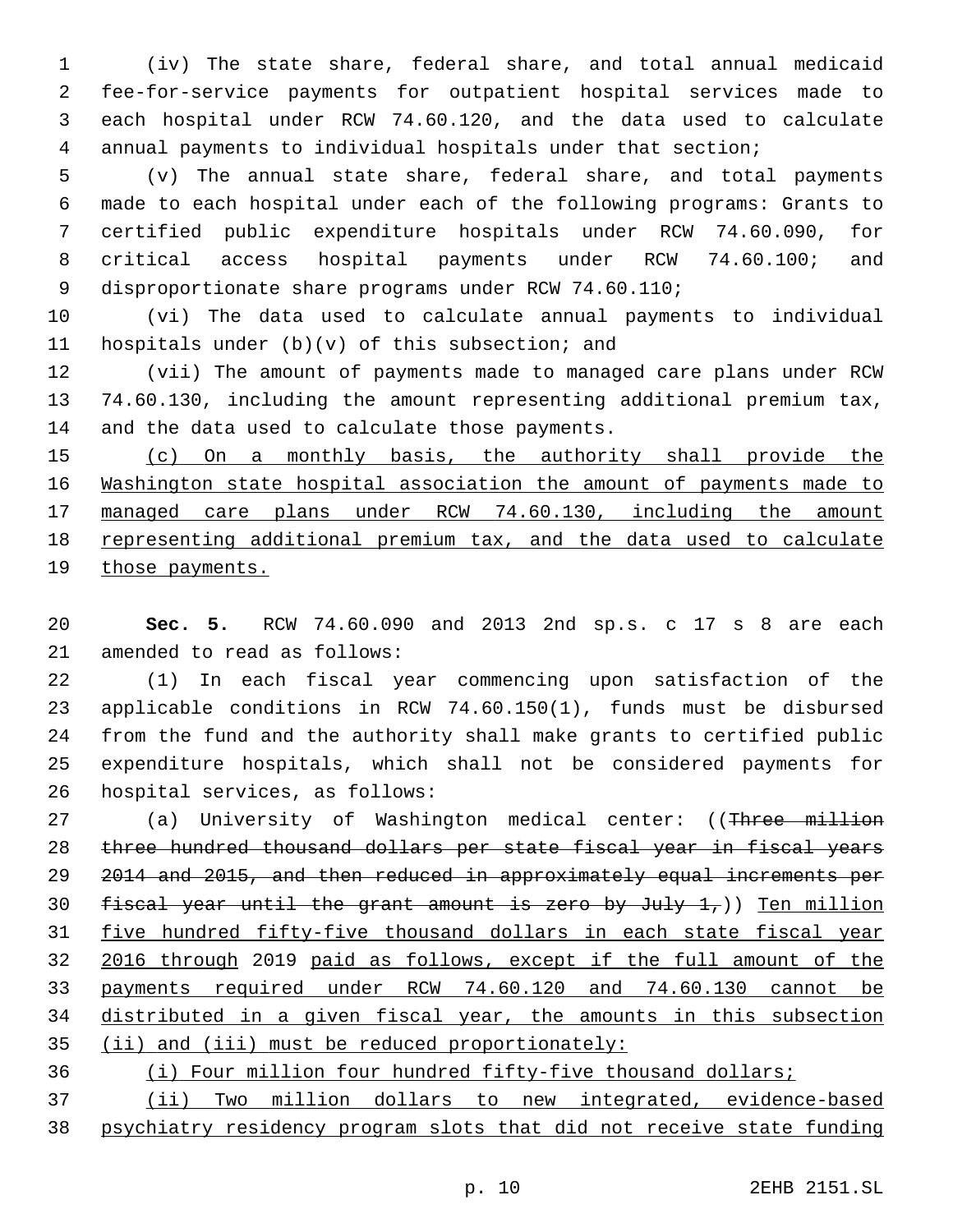(iv) The state share, federal share, and total annual medicaid fee-for-service payments for outpatient hospital services made to each hospital under RCW 74.60.120, and the data used to calculate annual payments to individual hospitals under that section;

(v) The annual state share, federal share, and total payments made to each hospital under each of the following programs: Grants to certified public expenditure hospitals under RCW 74.60.090, for critical access hospital payments under RCW 74.60.100; and disproportionate share programs under RCW 74.60.110;

(vi) The data used to calculate annual payments to individual hospitals under (b)(v) of this subsection; and

(vii) The amount of payments made to managed care plans under RCW 74.60.130, including the amount representing additional premium tax, and the data used to calculate those payments.

<u>(c) On a monthly basis, the authority shall provide the Washington state hospital association the amount of payments made to managed care plans under RCW 74.60.130, including the amount representing additional premium tax, and the data used to calculate those payments.</u>

**Sec. 5.** RCW 74.60.090 and 2013 2nd sp.s. c 17 s 8 are each amended to read as follows:

(1) In each fiscal year commencing upon satisfaction of the applicable conditions in RCW 74.60.150(1), funds must be disbursed from the fund and the authority shall make grants to certified public expenditure hospitals, which shall not be considered payments for hospital services, as follows:

(a) University of Washington medical center: ((~~Three million three hundred thousand dollars per state fiscal year in fiscal years 2014 and 2015, and then reduced in approximately equal increments per fiscal year until the grant amount is zero by July 1,~~)) <u>Ten million five hundred fifty-five thousand dollars in each state fiscal year 2016 through</u> 2019 <u>paid as follows, except if the full amount of the payments required under RCW 74.60.120 and 74.60.130 cannot be distributed in a given fiscal year, the amounts in this subsection (ii) and (iii) must be reduced proportionately:</u>

<u>(i) Four million four hundred fifty-five thousand dollars;</u>

<u>(ii) Two million dollars to new integrated, evidence-based psychiatry residency program slots that did not receive state funding</u>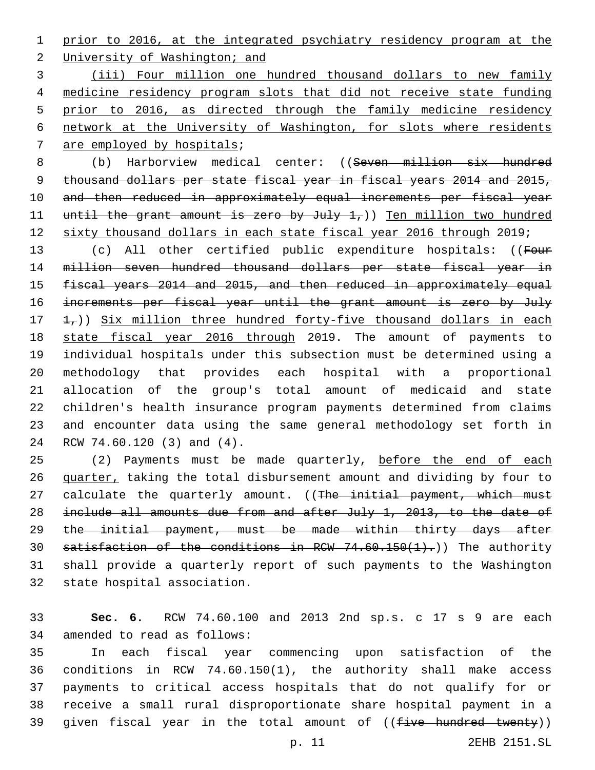prior to 2016, at the integrated psychiatry residency program at the University of Washington; and

(iii) Four million one hundred thousand dollars to new family medicine residency program slots that did not receive state funding prior to 2016, as directed through the family medicine residency network at the University of Washington, for slots where residents are employed by hospitals;

(b) Harborview medical center: ((Seven million six hundred thousand dollars per state fiscal year in fiscal years 2014 and 2015, and then reduced in approximately equal increments per fiscal year until the grant amount is zero by July 1,)) Ten million two hundred sixty thousand dollars in each state fiscal year 2016 through 2019;

(c) All other certified public expenditure hospitals: ((Four million seven hundred thousand dollars per state fiscal year in fiscal years 2014 and 2015, and then reduced in approximately equal increments per fiscal year until the grant amount is zero by July 1,)) Six million three hundred forty-five thousand dollars in each state fiscal year 2016 through 2019. The amount of payments to individual hospitals under this subsection must be determined using a methodology that provides each hospital with a proportional allocation of the group's total amount of medicaid and state children's health insurance program payments determined from claims and encounter data using the same general methodology set forth in RCW 74.60.120 (3) and (4).

(2) Payments must be made quarterly, before the end of each quarter, taking the total disbursement amount and dividing by four to calculate the quarterly amount. ((The initial payment, which must include all amounts due from and after July 1, 2013, to the date of the initial payment, must be made within thirty days after satisfaction of the conditions in RCW 74.60.150(1).)) The authority shall provide a quarterly report of such payments to the Washington state hospital association.

**Sec. 6.** RCW 74.60.100 and 2013 2nd sp.s. c 17 s 9 are each amended to read as follows:

In each fiscal year commencing upon satisfaction of the conditions in RCW 74.60.150(1), the authority shall make access payments to critical access hospitals that do not qualify for or receive a small rural disproportionate share hospital payment in a given fiscal year in the total amount of ((five hundred twenty))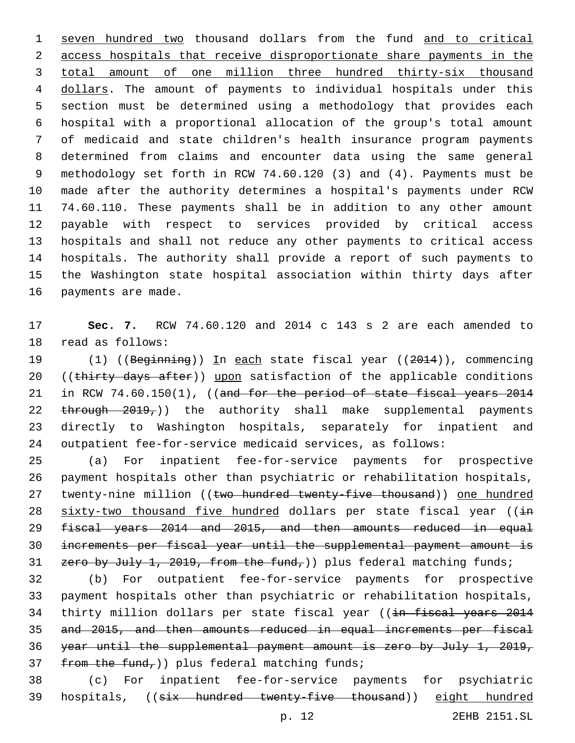seven hundred two thousand dollars from the fund and to critical access hospitals that receive disproportionate share payments in the total amount of one million three hundred thirty-six thousand dollars. The amount of payments to individual hospitals under this section must be determined using a methodology that provides each hospital with a proportional allocation of the group's total amount of medicaid and state children's health insurance program payments determined from claims and encounter data using the same general methodology set forth in RCW 74.60.120 (3) and (4). Payments must be made after the authority determines a hospital's payments under RCW 74.60.110. These payments shall be in addition to any other amount payable with respect to services provided by critical access hospitals and shall not reduce any other payments to critical access hospitals. The authority shall provide a report of such payments to the Washington state hospital association within thirty days after payments are made.

**Sec. 7.** RCW 74.60.120 and 2014 c 143 s 2 are each amended to read as follows:

(1) ((~~Beginning~~)) In each state fiscal year ((~~2014~~)), commencing ((~~thirty days after~~)) upon satisfaction of the applicable conditions in RCW 74.60.150(1), ((~~and for the period of state fiscal years 2014 through 2019,~~)) the authority shall make supplemental payments directly to Washington hospitals, separately for inpatient and outpatient fee-for-service medicaid services, as follows:

(a) For inpatient fee-for-service payments for prospective payment hospitals other than psychiatric or rehabilitation hospitals, twenty-nine million ((~~two hundred twenty-five thousand~~)) one hundred sixty-two thousand five hundred dollars per state fiscal year ((~~in fiscal years 2014 and 2015, and then amounts reduced in equal increments per fiscal year until the supplemental payment amount is zero by July 1, 2019, from the fund,~~)) plus federal matching funds;

(b) For outpatient fee-for-service payments for prospective payment hospitals other than psychiatric or rehabilitation hospitals, thirty million dollars per state fiscal year ((~~in fiscal years 2014 and 2015, and then amounts reduced in equal increments per fiscal year until the supplemental payment amount is zero by July 1, 2019, from the fund,~~)) plus federal matching funds;

(c) For inpatient fee-for-service payments for psychiatric hospitals, ((~~six hundred twenty-five thousand~~)) eight hundred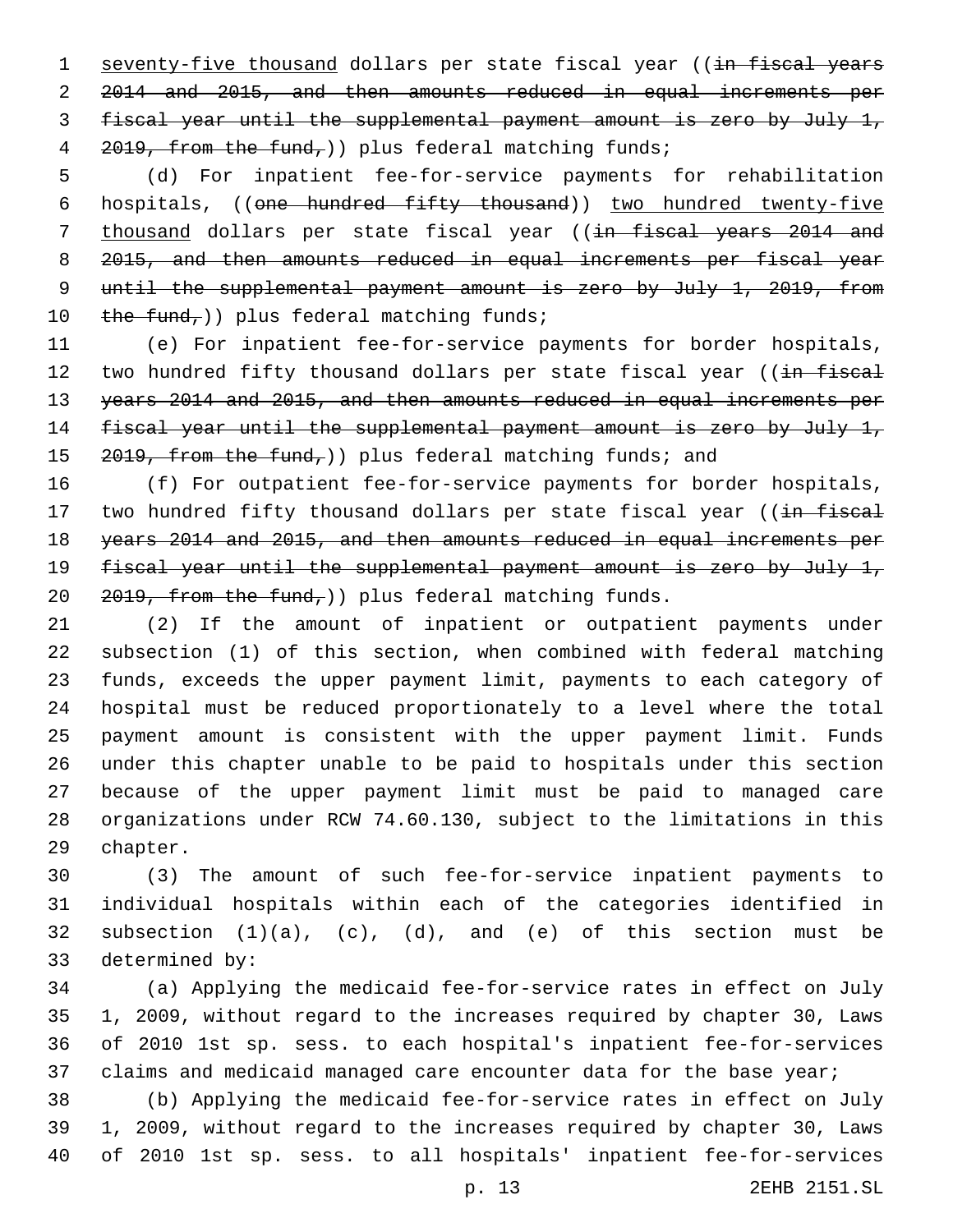seventy-five thousand dollars per state fiscal year ((~~in fiscal years 2014 and 2015, and then amounts reduced in equal increments per fiscal year until the supplemental payment amount is zero by July 1, 2019, from the fund,~~)) plus federal matching funds;

(d) For inpatient fee-for-service payments for rehabilitation hospitals, ((~~one hundred fifty thousand~~)) two hundred twenty-five thousand dollars per state fiscal year ((~~in fiscal years 2014 and 2015, and then amounts reduced in equal increments per fiscal year until the supplemental payment amount is zero by July 1, 2019, from the fund,~~)) plus federal matching funds;

(e) For inpatient fee-for-service payments for border hospitals, two hundred fifty thousand dollars per state fiscal year ((~~in fiscal years 2014 and 2015, and then amounts reduced in equal increments per fiscal year until the supplemental payment amount is zero by July 1, 2019, from the fund,~~)) plus federal matching funds; and

(f) For outpatient fee-for-service payments for border hospitals, two hundred fifty thousand dollars per state fiscal year ((~~in fiscal years 2014 and 2015, and then amounts reduced in equal increments per fiscal year until the supplemental payment amount is zero by July 1, 2019, from the fund,~~)) plus federal matching funds.

(2) If the amount of inpatient or outpatient payments under subsection (1) of this section, when combined with federal matching funds, exceeds the upper payment limit, payments to each category of hospital must be reduced proportionately to a level where the total payment amount is consistent with the upper payment limit. Funds under this chapter unable to be paid to hospitals under this section because of the upper payment limit must be paid to managed care organizations under RCW 74.60.130, subject to the limitations in this chapter.

(3) The amount of such fee-for-service inpatient payments to individual hospitals within each of the categories identified in subsection (1)(a), (c), (d), and (e) of this section must be determined by:

(a) Applying the medicaid fee-for-service rates in effect on July 1, 2009, without regard to the increases required by chapter 30, Laws of 2010 1st sp. sess. to each hospital's inpatient fee-for-services claims and medicaid managed care encounter data for the base year;

(b) Applying the medicaid fee-for-service rates in effect on July 1, 2009, without regard to the increases required by chapter 30, Laws of 2010 1st sp. sess. to all hospitals' inpatient fee-for-services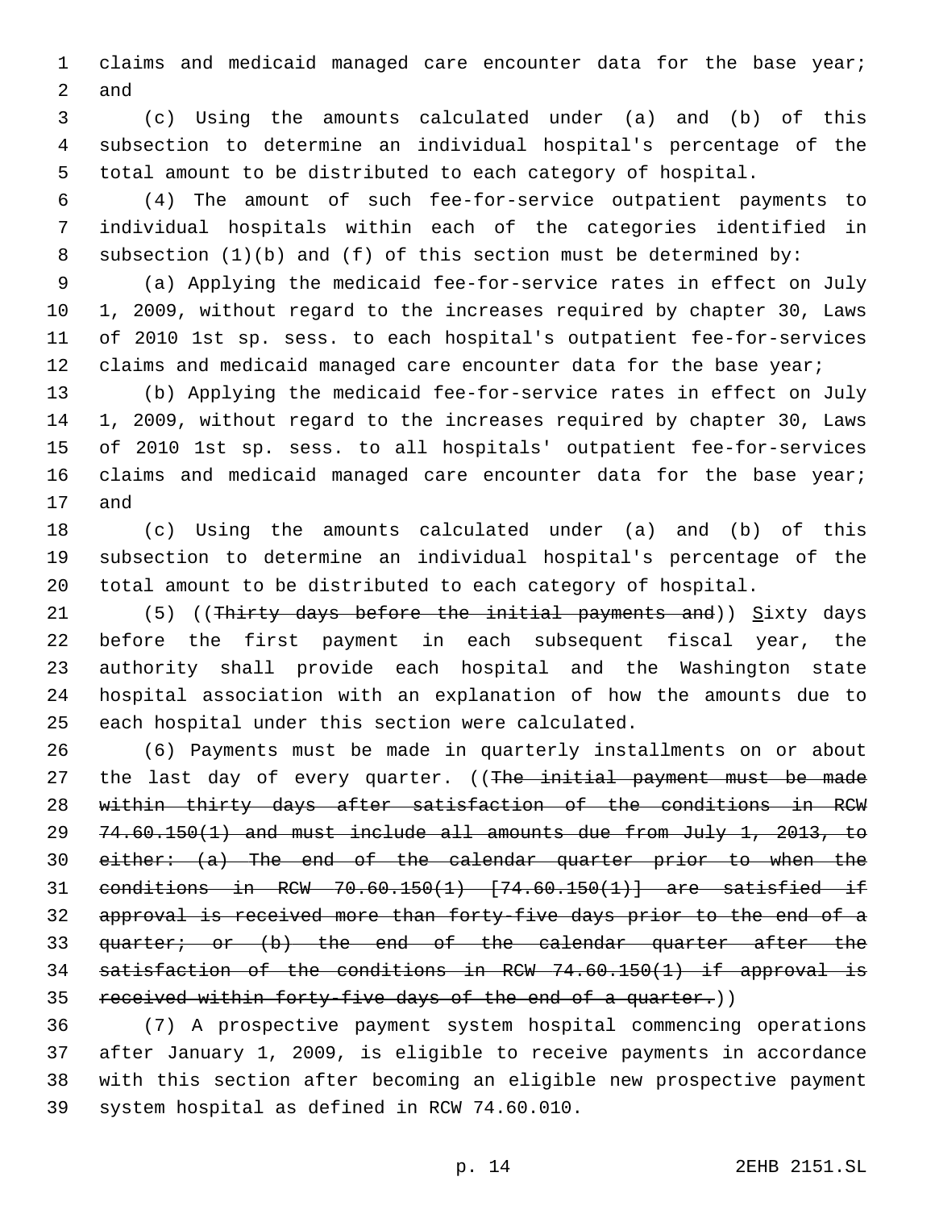claims and medicaid managed care encounter data for the base year; and

(c) Using the amounts calculated under (a) and (b) of this subsection to determine an individual hospital's percentage of the total amount to be distributed to each category of hospital.

(4) The amount of such fee-for-service outpatient payments to individual hospitals within each of the categories identified in subsection (1)(b) and (f) of this section must be determined by:

(a) Applying the medicaid fee-for-service rates in effect on July 1, 2009, without regard to the increases required by chapter 30, Laws of 2010 1st sp. sess. to each hospital's outpatient fee-for-services claims and medicaid managed care encounter data for the base year;

(b) Applying the medicaid fee-for-service rates in effect on July 1, 2009, without regard to the increases required by chapter 30, Laws of 2010 1st sp. sess. to all hospitals' outpatient fee-for-services claims and medicaid managed care encounter data for the base year; and

(c) Using the amounts calculated under (a) and (b) of this subsection to determine an individual hospital's percentage of the total amount to be distributed to each category of hospital.

(5) ((~~Thirty days before the initial payments and~~)) Sixty days before the first payment in each subsequent fiscal year, the authority shall provide each hospital and the Washington state hospital association with an explanation of how the amounts due to each hospital under this section were calculated.

(6) Payments must be made in quarterly installments on or about the last day of every quarter. ((~~The initial payment must be made within thirty days after satisfaction of the conditions in RCW 74.60.150(1) and must include all amounts due from July 1, 2013, to either: (a) The end of the calendar quarter prior to when the conditions in RCW 70.60.150(1) [74.60.150(1)] are satisfied if approval is received more than forty-five days prior to the end of a quarter; or (b) the end of the calendar quarter after the satisfaction of the conditions in RCW 74.60.150(1) if approval is received within forty-five days of the end of a quarter.~~))

(7) A prospective payment system hospital commencing operations after January 1, 2009, is eligible to receive payments in accordance with this section after becoming an eligible new prospective payment system hospital as defined in RCW 74.60.010.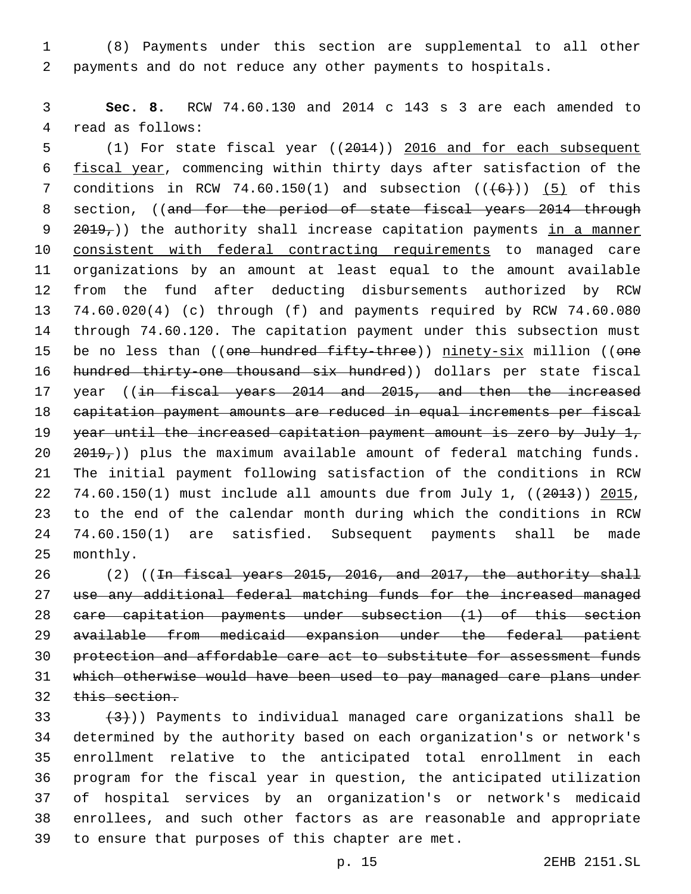(8) Payments under this section are supplemental to all other payments and do not reduce any other payments to hospitals.

**Sec. 8.** RCW 74.60.130 and 2014 c 143 s 3 are each amended to read as follows:

(1) For state fiscal year ((~~2014~~)) <u>2016 and for each subsequent fiscal year</u>, commencing within thirty days after satisfaction of the conditions in RCW 74.60.150(1) and subsection ((~~(6)~~)) <u>(5)</u> of this section, ((~~and for the period of state fiscal years 2014 through 2019,~~)) the authority shall increase capitation payments <u>in a manner consistent with federal contracting requirements</u> to managed care organizations by an amount at least equal to the amount available from the fund after deducting disbursements authorized by RCW 74.60.020(4) (c) through (f) and payments required by RCW 74.60.080 through 74.60.120. The capitation payment under this subsection must be no less than ((~~one hundred fifty-three~~)) <u>ninety-six</u> million ((~~one hundred thirty-one thousand six hundred~~)) dollars per state fiscal year ((~~in fiscal years 2014 and 2015, and then the increased capitation payment amounts are reduced in equal increments per fiscal year until the increased capitation payment amount is zero by July 1, 2019,~~)) plus the maximum available amount of federal matching funds. The initial payment following satisfaction of the conditions in RCW 74.60.150(1) must include all amounts due from July 1, ((~~2013~~)) <u>2015</u>, to the end of the calendar month during which the conditions in RCW 74.60.150(1) are satisfied. Subsequent payments shall be made monthly.

(2) ((~~In fiscal years 2015, 2016, and 2017, the authority shall use any additional federal matching funds for the increased managed care capitation payments under subsection (1) of this section available from medicaid expansion under the federal patient protection and affordable care act to substitute for assessment funds which otherwise would have been used to pay managed care plans under this section.~~

~~(3)~~)) Payments to individual managed care organizations shall be determined by the authority based on each organization's or network's enrollment relative to the anticipated total enrollment in each program for the fiscal year in question, the anticipated utilization of hospital services by an organization's or network's medicaid enrollees, and such other factors as are reasonable and appropriate to ensure that purposes of this chapter are met.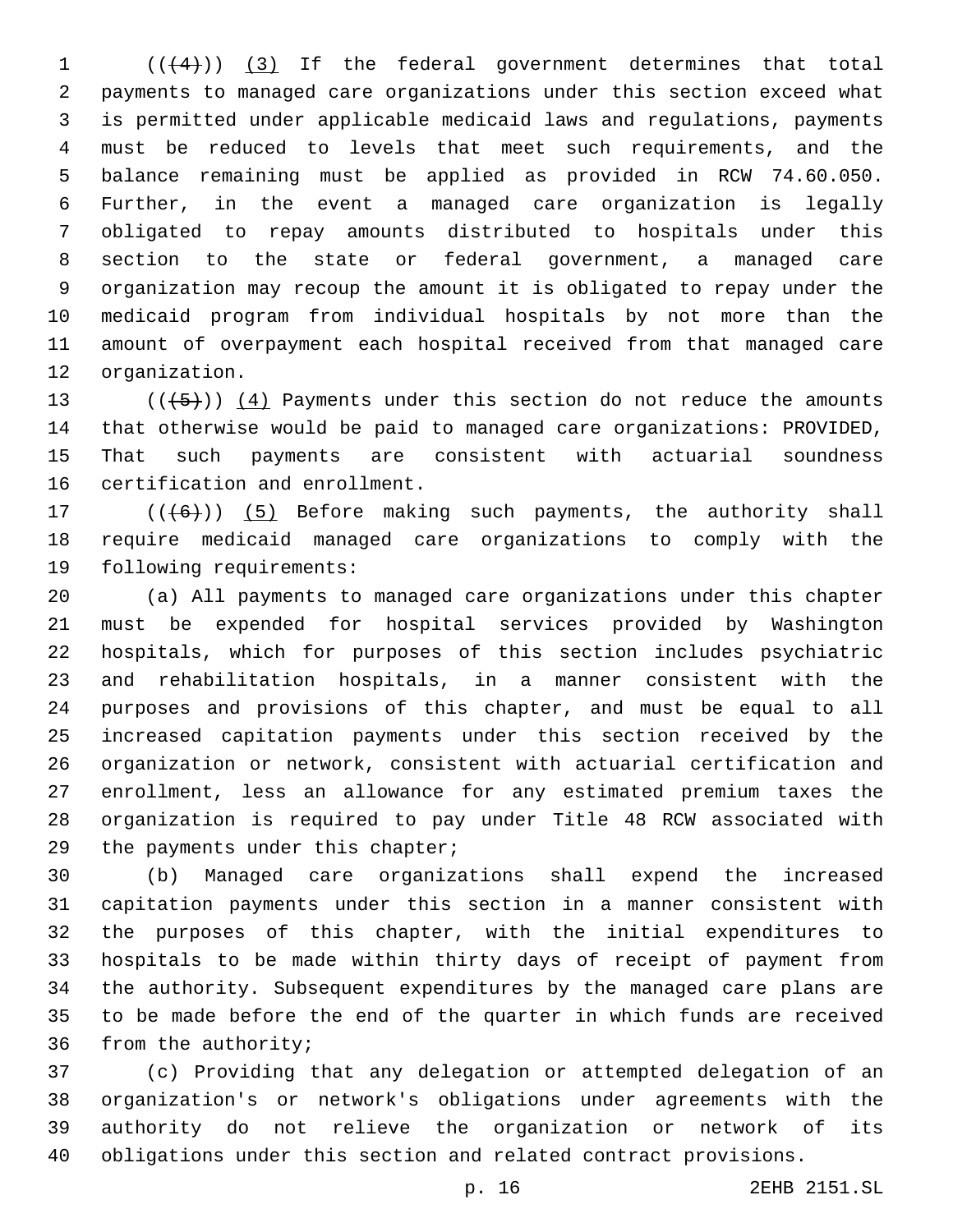((~~(4)~~)) <u>(3)</u> If the federal government determines that total payments to managed care organizations under this section exceed what is permitted under applicable medicaid laws and regulations, payments must be reduced to levels that meet such requirements, and the balance remaining must be applied as provided in RCW 74.60.050. Further, in the event a managed care organization is legally obligated to repay amounts distributed to hospitals under this section to the state or federal government, a managed care organization may recoup the amount it is obligated to repay under the medicaid program from individual hospitals by not more than the amount of overpayment each hospital received from that managed care organization.

((~~(5)~~)) <u>(4)</u> Payments under this section do not reduce the amounts that otherwise would be paid to managed care organizations: PROVIDED, That such payments are consistent with actuarial soundness certification and enrollment.

((~~(6)~~)) <u>(5)</u> Before making such payments, the authority shall require medicaid managed care organizations to comply with the following requirements:

(a) All payments to managed care organizations under this chapter must be expended for hospital services provided by Washington hospitals, which for purposes of this section includes psychiatric and rehabilitation hospitals, in a manner consistent with the purposes and provisions of this chapter, and must be equal to all increased capitation payments under this section received by the organization or network, consistent with actuarial certification and enrollment, less an allowance for any estimated premium taxes the organization is required to pay under Title 48 RCW associated with the payments under this chapter;

(b) Managed care organizations shall expend the increased capitation payments under this section in a manner consistent with the purposes of this chapter, with the initial expenditures to hospitals to be made within thirty days of receipt of payment from the authority. Subsequent expenditures by the managed care plans are to be made before the end of the quarter in which funds are received from the authority;

(c) Providing that any delegation or attempted delegation of an organization's or network's obligations under agreements with the authority do not relieve the organization or network of its obligations under this section and related contract provisions.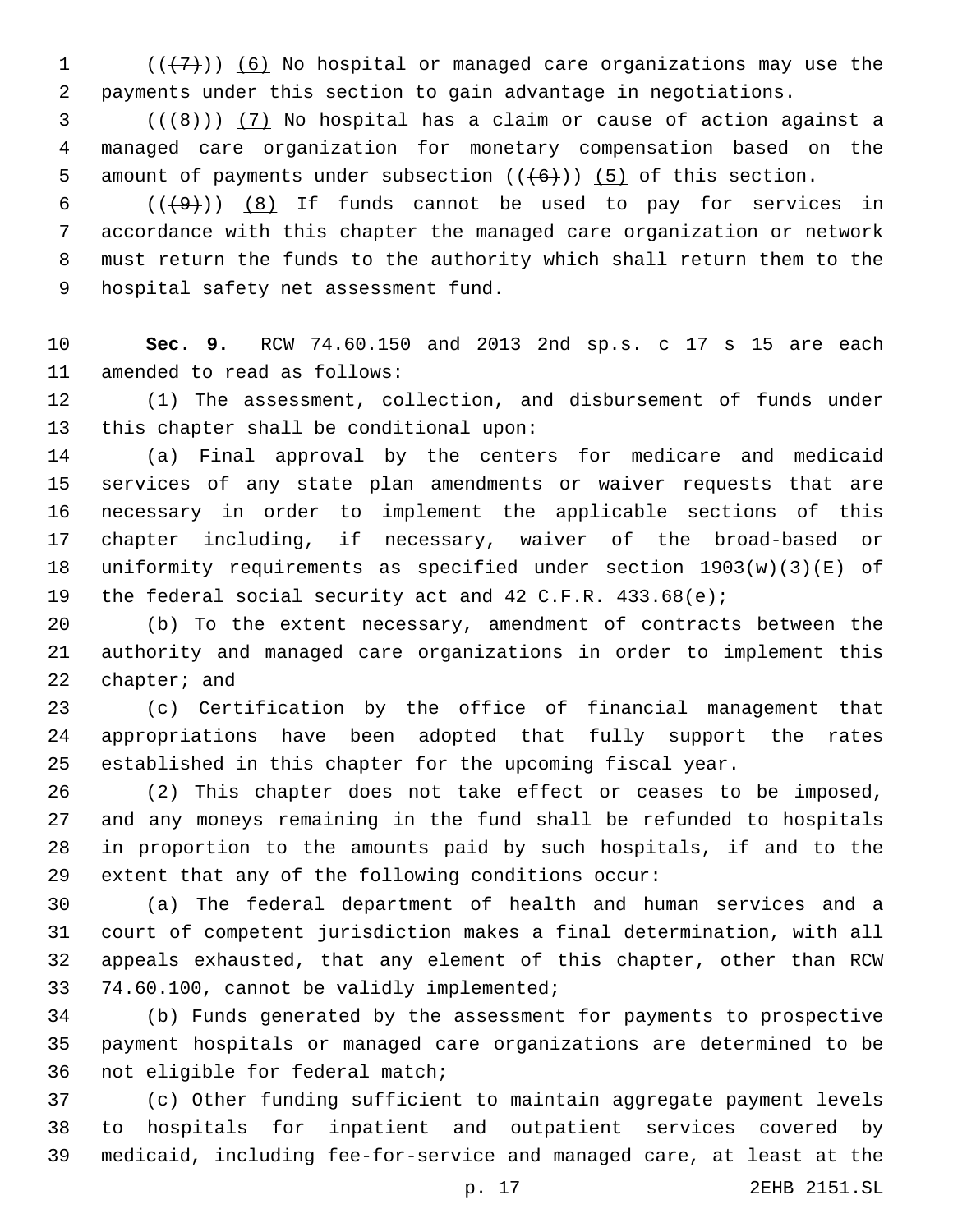((~~(7)~~)) <u>(6)</u> No hospital or managed care organizations may use the payments under this section to gain advantage in negotiations.

((~~(8)~~)) <u>(7)</u> No hospital has a claim or cause of action against a managed care organization for monetary compensation based on the amount of payments under subsection ((~~(6)~~)) <u>(5)</u> of this section.

((~~(9)~~)) <u>(8)</u> If funds cannot be used to pay for services in accordance with this chapter the managed care organization or network must return the funds to the authority which shall return them to the hospital safety net assessment fund.

**Sec. 9.** RCW 74.60.150 and 2013 2nd sp.s. c 17 s 15 are each amended to read as follows:

(1) The assessment, collection, and disbursement of funds under this chapter shall be conditional upon:

(a) Final approval by the centers for medicare and medicaid services of any state plan amendments or waiver requests that are necessary in order to implement the applicable sections of this chapter including, if necessary, waiver of the broad-based or uniformity requirements as specified under section 1903(w)(3)(E) of the federal social security act and 42 C.F.R. 433.68(e);

(b) To the extent necessary, amendment of contracts between the authority and managed care organizations in order to implement this chapter; and

(c) Certification by the office of financial management that appropriations have been adopted that fully support the rates established in this chapter for the upcoming fiscal year.

(2) This chapter does not take effect or ceases to be imposed, and any moneys remaining in the fund shall be refunded to hospitals in proportion to the amounts paid by such hospitals, if and to the extent that any of the following conditions occur:

(a) The federal department of health and human services and a court of competent jurisdiction makes a final determination, with all appeals exhausted, that any element of this chapter, other than RCW 74.60.100, cannot be validly implemented;

(b) Funds generated by the assessment for payments to prospective payment hospitals or managed care organizations are determined to be not eligible for federal match;

(c) Other funding sufficient to maintain aggregate payment levels to hospitals for inpatient and outpatient services covered by medicaid, including fee-for-service and managed care, at least at the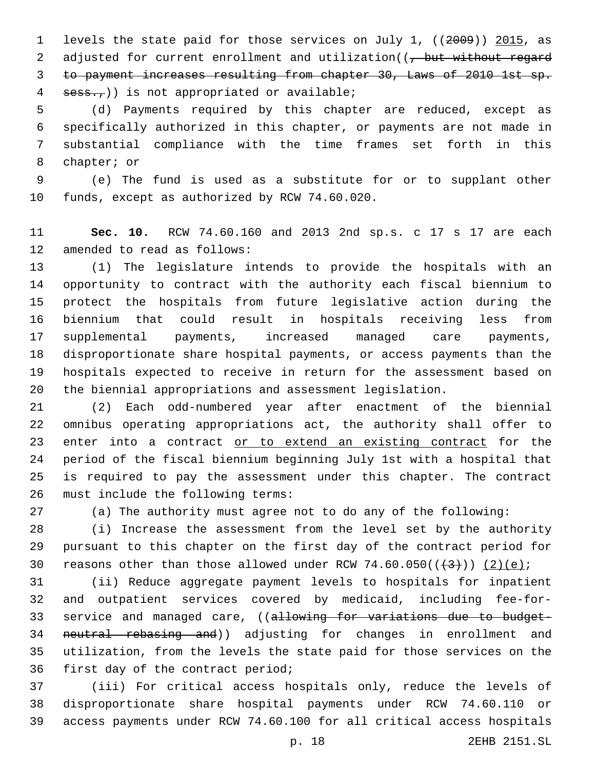levels the state paid for those services on July 1, ((~~2009~~)) 2015, as adjusted for current enrollment and utilization((~~, but without regard to payment increases resulting from chapter 30, Laws of 2010 1st sp. sess.,~~)) is not appropriated or available;

(d) Payments required by this chapter are reduced, except as specifically authorized in this chapter, or payments are not made in substantial compliance with the time frames set forth in this chapter; or

(e) The fund is used as a substitute for or to supplant other funds, except as authorized by RCW 74.60.020.

**Sec. 10.** RCW 74.60.160 and 2013 2nd sp.s. c 17 s 17 are each amended to read as follows:

(1) The legislature intends to provide the hospitals with an opportunity to contract with the authority each fiscal biennium to protect the hospitals from future legislative action during the biennium that could result in hospitals receiving less from supplemental payments, increased managed care payments, disproportionate share hospital payments, or access payments than the hospitals expected to receive in return for the assessment based on the biennial appropriations and assessment legislation.

(2) Each odd-numbered year after enactment of the biennial omnibus operating appropriations act, the authority shall offer to enter into a contract <u>or to extend an existing contract</u> for the period of the fiscal biennium beginning July 1st with a hospital that is required to pay the assessment under this chapter. The contract must include the following terms:

(a) The authority must agree not to do any of the following:

(i) Increase the assessment from the level set by the authority pursuant to this chapter on the first day of the contract period for reasons other than those allowed under RCW 74.60.050((~~(3)~~)) <u>(2)(e)</u>;

(ii) Reduce aggregate payment levels to hospitals for inpatient and outpatient services covered by medicaid, including fee-for-service and managed care, ((~~allowing for variations due to budget-neutral rebasing and~~)) adjusting for changes in enrollment and utilization, from the levels the state paid for those services on the first day of the contract period;

(iii) For critical access hospitals only, reduce the levels of disproportionate share hospital payments under RCW 74.60.110 or access payments under RCW 74.60.100 for all critical access hospitals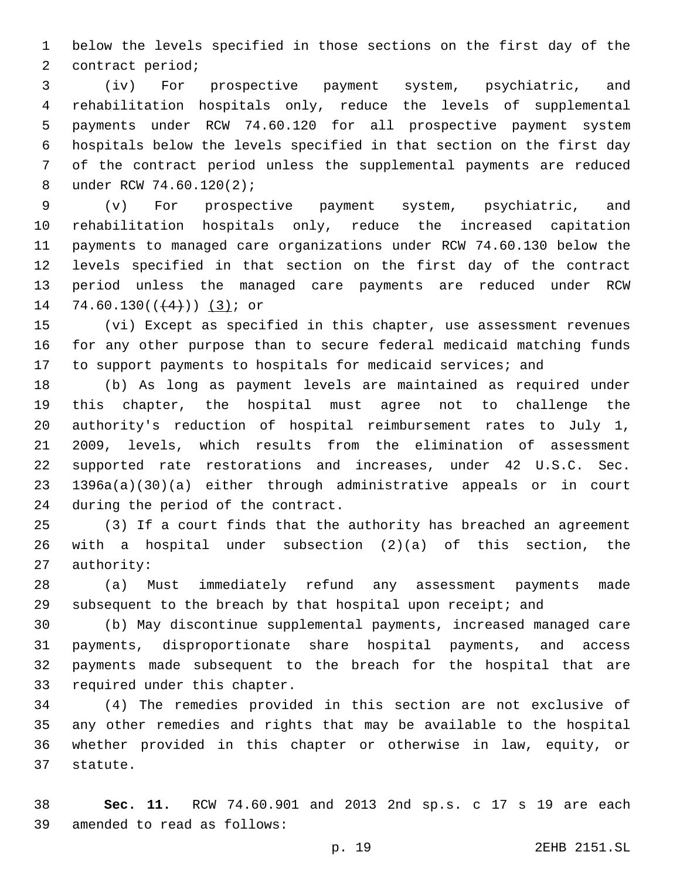below the levels specified in those sections on the first day of the contract period;

(iv) For prospective payment system, psychiatric, and rehabilitation hospitals only, reduce the levels of supplemental payments under RCW 74.60.120 for all prospective payment system hospitals below the levels specified in that section on the first day of the contract period unless the supplemental payments are reduced under RCW 74.60.120(2);

(v) For prospective payment system, psychiatric, and rehabilitation hospitals only, reduce the increased capitation payments to managed care organizations under RCW 74.60.130 below the levels specified in that section on the first day of the contract period unless the managed care payments are reduced under RCW 74.60.130(((4))) (3); or

(vi) Except as specified in this chapter, use assessment revenues for any other purpose than to secure federal medicaid matching funds to support payments to hospitals for medicaid services; and

(b) As long as payment levels are maintained as required under this chapter, the hospital must agree not to challenge the authority's reduction of hospital reimbursement rates to July 1, 2009, levels, which results from the elimination of assessment supported rate restorations and increases, under 42 U.S.C. Sec. 1396a(a)(30)(a) either through administrative appeals or in court during the period of the contract.

(3) If a court finds that the authority has breached an agreement with a hospital under subsection (2)(a) of this section, the authority:

(a) Must immediately refund any assessment payments made subsequent to the breach by that hospital upon receipt; and

(b) May discontinue supplemental payments, increased managed care payments, disproportionate share hospital payments, and access payments made subsequent to the breach for the hospital that are required under this chapter.

(4) The remedies provided in this section are not exclusive of any other remedies and rights that may be available to the hospital whether provided in this chapter or otherwise in law, equity, or statute.

**Sec. 11.** RCW 74.60.901 and 2013 2nd sp.s. c 17 s 19 are each amended to read as follows: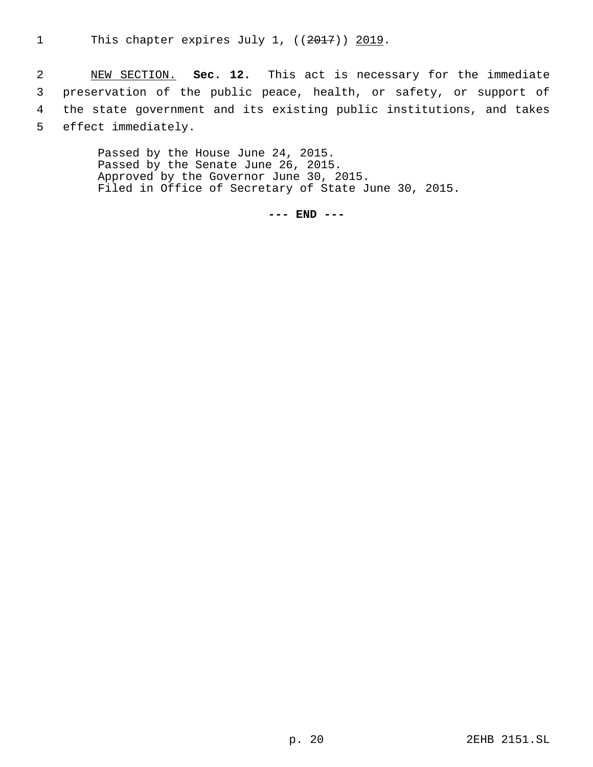This chapter expires July 1, ((~~2017~~)) 2019.

NEW SECTION. **Sec. 12.** This act is necessary for the immediate preservation of the public peace, health, or safety, or support of the state government and its existing public institutions, and takes effect immediately.

Passed by the House June 24, 2015.
Passed by the Senate June 26, 2015.
Approved by the Governor June 30, 2015.
Filed in Office of Secretary of State June 30, 2015.

**--- END ---**